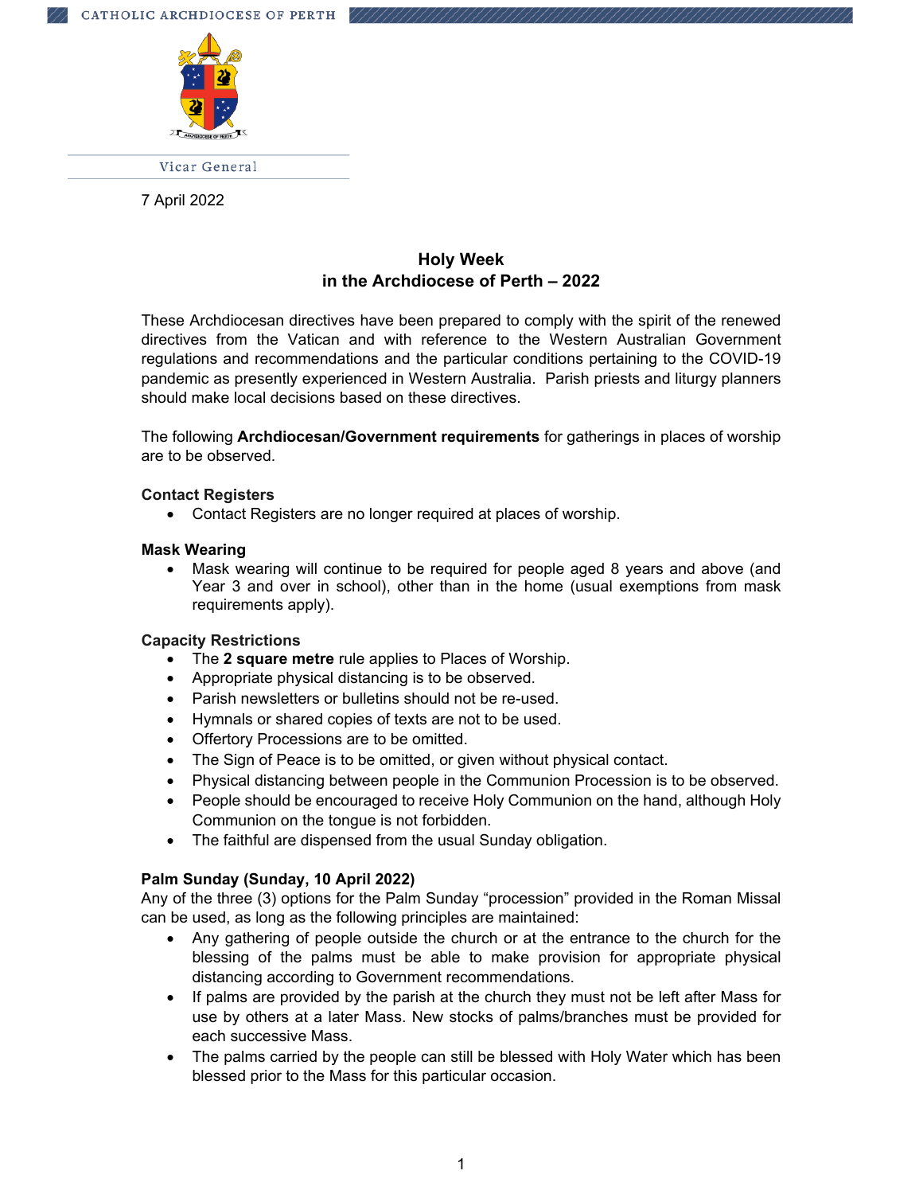CATHOLIC ARCHDIOCESE OF PERTH

Vicar General

7 April 2022

## Holy Week
## in the Archdiocese of Perth – 2022

These Archdiocesan directives have been prepared to comply with the spirit of the renewed directives from the Vatican and with reference to the Western Australian Government regulations and recommendations and the particular conditions pertaining to the COVID-19 pandemic as presently experienced in Western Australia. Parish priests and liturgy planners should make local decisions based on these directives.

The following **Archdiocesan/Government requirements** for gatherings in places of worship are to be observed.

**Contact Registers**

- Contact Registers are no longer required at places of worship.

**Mask Wearing**

- Mask wearing will continue to be required for people aged 8 years and above (and Year 3 and over in school), other than in the home (usual exemptions from mask requirements apply).

**Capacity Restrictions**

- The **2 square metre** rule applies to Places of Worship.
- Appropriate physical distancing is to be observed.
- Parish newsletters or bulletins should not be re-used.
- Hymnals or shared copies of texts are not to be used.
- Offertory Processions are to be omitted.
- The Sign of Peace is to be omitted, or given without physical contact.
- Physical distancing between people in the Communion Procession is to be observed.
- People should be encouraged to receive Holy Communion on the hand, although Holy Communion on the tongue is not forbidden.
- The faithful are dispensed from the usual Sunday obligation.

**Palm Sunday (Sunday, 10 April 2022)**

Any of the three (3) options for the Palm Sunday "procession" provided in the Roman Missal can be used, as long as the following principles are maintained:

- Any gathering of people outside the church or at the entrance to the church for the blessing of the palms must be able to make provision for appropriate physical distancing according to Government recommendations.
- If palms are provided by the parish at the church they must not be left after Mass for use by others at a later Mass. New stocks of palms/branches must be provided for each successive Mass.
- The palms carried by the people can still be blessed with Holy Water which has been blessed prior to the Mass for this particular occasion.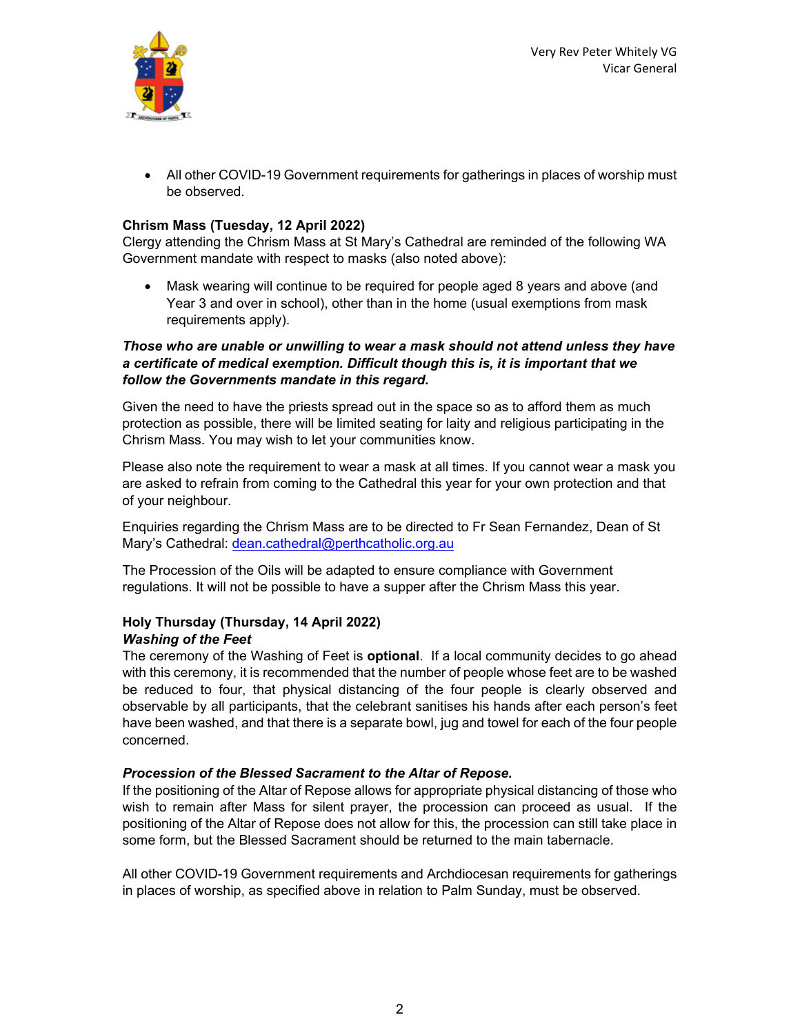- All other COVID-19 Government requirements for gatherings in places of worship must be observed.

**Chrism Mass (Tuesday, 12 April 2022)**

Clergy attending the Chrism Mass at St Mary's Cathedral are reminded of the following WA Government mandate with respect to masks (also noted above):

- Mask wearing will continue to be required for people aged 8 years and above (and Year 3 and over in school), other than in the home (usual exemptions from mask requirements apply).

***Those who are unable or unwilling to wear a mask should not attend unless they have a certificate of medical exemption. Difficult though this is, it is important that we follow the Governments mandate in this regard.***

Given the need to have the priests spread out in the space so as to afford them as much protection as possible, there will be limited seating for laity and religious participating in the Chrism Mass. You may wish to let your communities know.

Please also note the requirement to wear a mask at all times. If you cannot wear a mask you are asked to refrain from coming to the Cathedral this year for your own protection and that of your neighbour.

Enquiries regarding the Chrism Mass are to be directed to Fr Sean Fernandez, Dean of St Mary's Cathedral: dean.cathedral@perthcatholic.org.au

The Procession of the Oils will be adapted to ensure compliance with Government regulations. It will not be possible to have a supper after the Chrism Mass this year.

**Holy Thursday (Thursday, 14 April 2022)**

***Washing of the Feet***

The ceremony of the Washing of Feet is **optional**. If a local community decides to go ahead with this ceremony, it is recommended that the number of people whose feet are to be washed be reduced to four, that physical distancing of the four people is clearly observed and observable by all participants, that the celebrant sanitises his hands after each person's feet have been washed, and that there is a separate bowl, jug and towel for each of the four people concerned.

***Procession of the Blessed Sacrament to the Altar of Repose.***

If the positioning of the Altar of Repose allows for appropriate physical distancing of those who wish to remain after Mass for silent prayer, the procession can proceed as usual. If the positioning of the Altar of Repose does not allow for this, the procession can still take place in some form, but the Blessed Sacrament should be returned to the main tabernacle.

All other COVID-19 Government requirements and Archdiocesan requirements for gatherings in places of worship, as specified above in relation to Palm Sunday, must be observed.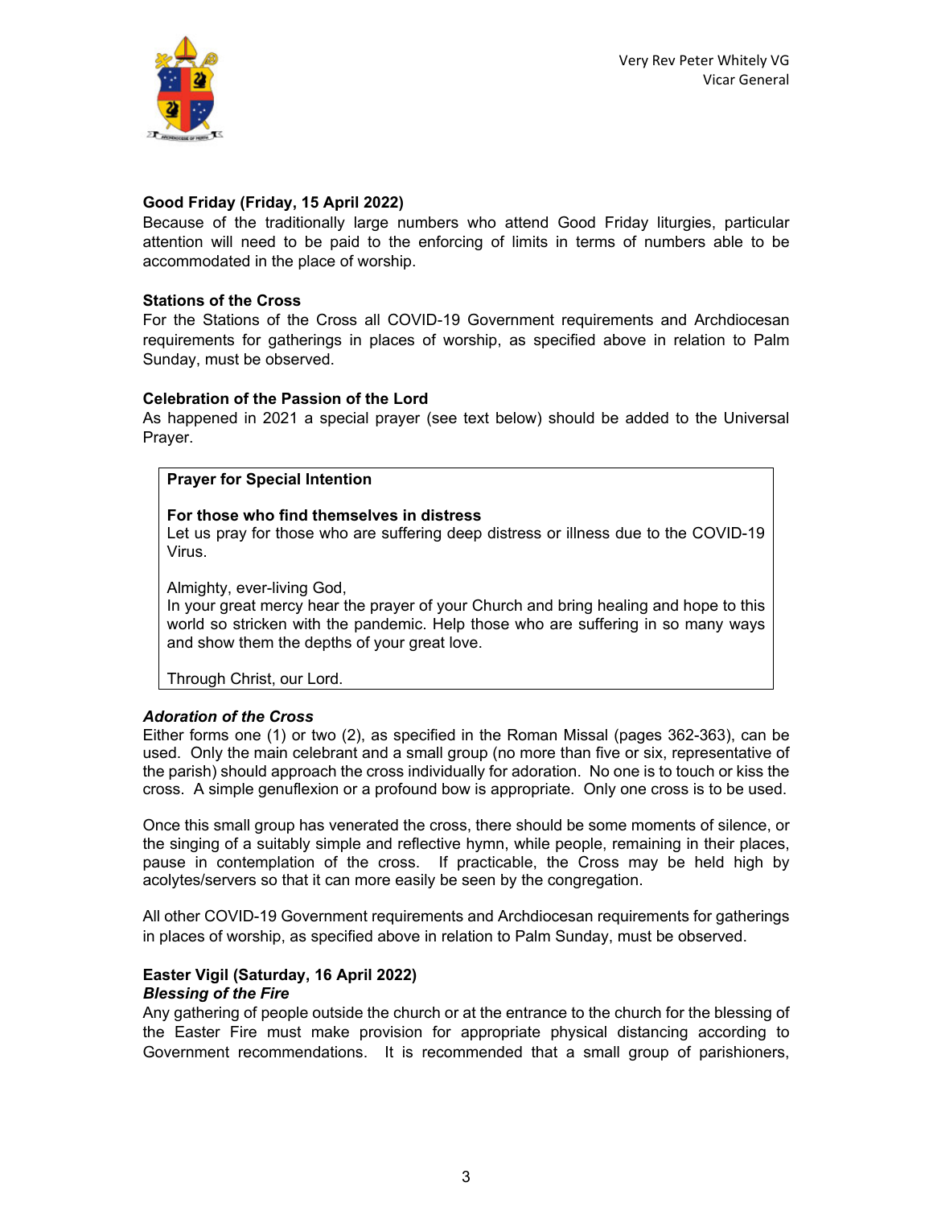Very Rev Peter Whitely VG
Vicar General

**Good Friday (Friday, 15 April 2022)**
Because of the traditionally large numbers who attend Good Friday liturgies, particular attention will need to be paid to the enforcing of limits in terms of numbers able to be accommodated in the place of worship.

**Stations of the Cross**
For the Stations of the Cross all COVID-19 Government requirements and Archdiocesan requirements for gatherings in places of worship, as specified above in relation to Palm Sunday, must be observed.

**Celebration of the Passion of the Lord**
As happened in 2021 a special prayer (see text below) should be added to the Universal Prayer.

> **Prayer for Special Intention**
>
> **For those who find themselves in distress**
> Let us pray for those who are suffering deep distress or illness due to the COVID-19 Virus.
>
> Almighty, ever-living God,
> In your great mercy hear the prayer of your Church and bring healing and hope to this world so stricken with the pandemic. Help those who are suffering in so many ways and show them the depths of your great love.
>
> Through Christ, our Lord.

***Adoration of the Cross***
Either forms one (1) or two (2), as specified in the Roman Missal (pages 362-363), can be used. Only the main celebrant and a small group (no more than five or six, representative of the parish) should approach the cross individually for adoration. No one is to touch or kiss the cross. A simple genuflexion or a profound bow is appropriate. Only one cross is to be used.

Once this small group has venerated the cross, there should be some moments of silence, or the singing of a suitably simple and reflective hymn, while people, remaining in their places, pause in contemplation of the cross. If practicable, the Cross may be held high by acolytes/servers so that it can more easily be seen by the congregation.

All other COVID-19 Government requirements and Archdiocesan requirements for gatherings in places of worship, as specified above in relation to Palm Sunday, must be observed.

**Easter Vigil (Saturday, 16 April 2022)**
***Blessing of the Fire***
Any gathering of people outside the church or at the entrance to the church for the blessing of the Easter Fire must make provision for appropriate physical distancing according to Government recommendations. It is recommended that a small group of parishioners,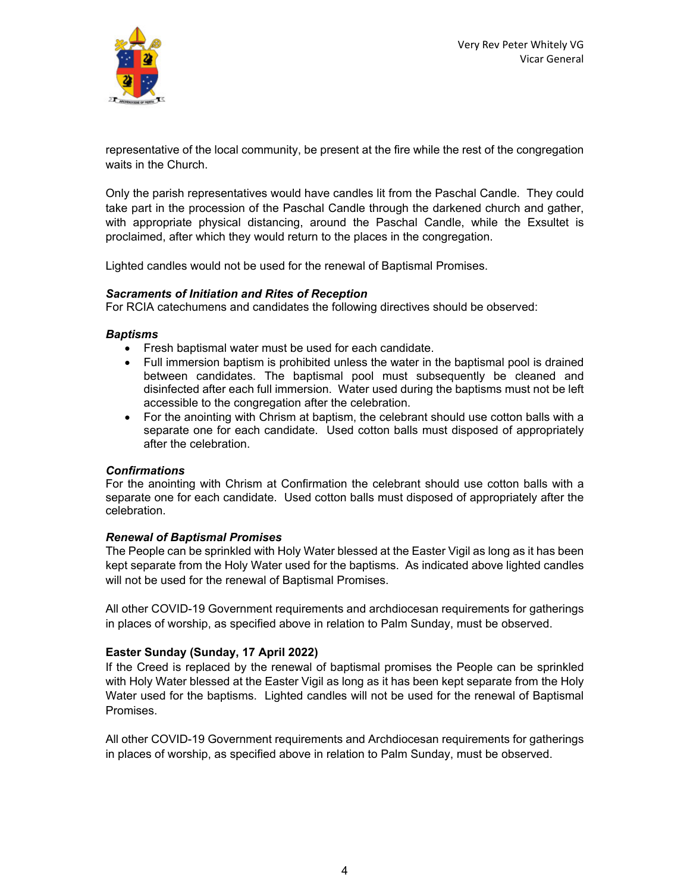representative of the local community, be present at the fire while the rest of the congregation waits in the Church.

Only the parish representatives would have candles lit from the Paschal Candle. They could take part in the procession of the Paschal Candle through the darkened church and gather, with appropriate physical distancing, around the Paschal Candle, while the Exsultet is proclaimed, after which they would return to the places in the congregation.

Lighted candles would not be used for the renewal of Baptismal Promises.

***Sacraments of Initiation and Rites of Reception***

For RCIA catechumens and candidates the following directives should be observed:

***Baptisms***

- Fresh baptismal water must be used for each candidate.
- Full immersion baptism is prohibited unless the water in the baptismal pool is drained between candidates. The baptismal pool must subsequently be cleaned and disinfected after each full immersion. Water used during the baptisms must not be left accessible to the congregation after the celebration.
- For the anointing with Chrism at baptism, the celebrant should use cotton balls with a separate one for each candidate. Used cotton balls must disposed of appropriately after the celebration.

***Confirmations***

For the anointing with Chrism at Confirmation the celebrant should use cotton balls with a separate one for each candidate. Used cotton balls must disposed of appropriately after the celebration.

***Renewal of Baptismal Promises***

The People can be sprinkled with Holy Water blessed at the Easter Vigil as long as it has been kept separate from the Holy Water used for the baptisms. As indicated above lighted candles will not be used for the renewal of Baptismal Promises.

All other COVID-19 Government requirements and archdiocesan requirements for gatherings in places of worship, as specified above in relation to Palm Sunday, must be observed.

**Easter Sunday (Sunday, 17 April 2022)**

If the Creed is replaced by the renewal of baptismal promises the People can be sprinkled with Holy Water blessed at the Easter Vigil as long as it has been kept separate from the Holy Water used for the baptisms. Lighted candles will not be used for the renewal of Baptismal Promises.

All other COVID-19 Government requirements and Archdiocesan requirements for gatherings in places of worship, as specified above in relation to Palm Sunday, must be observed.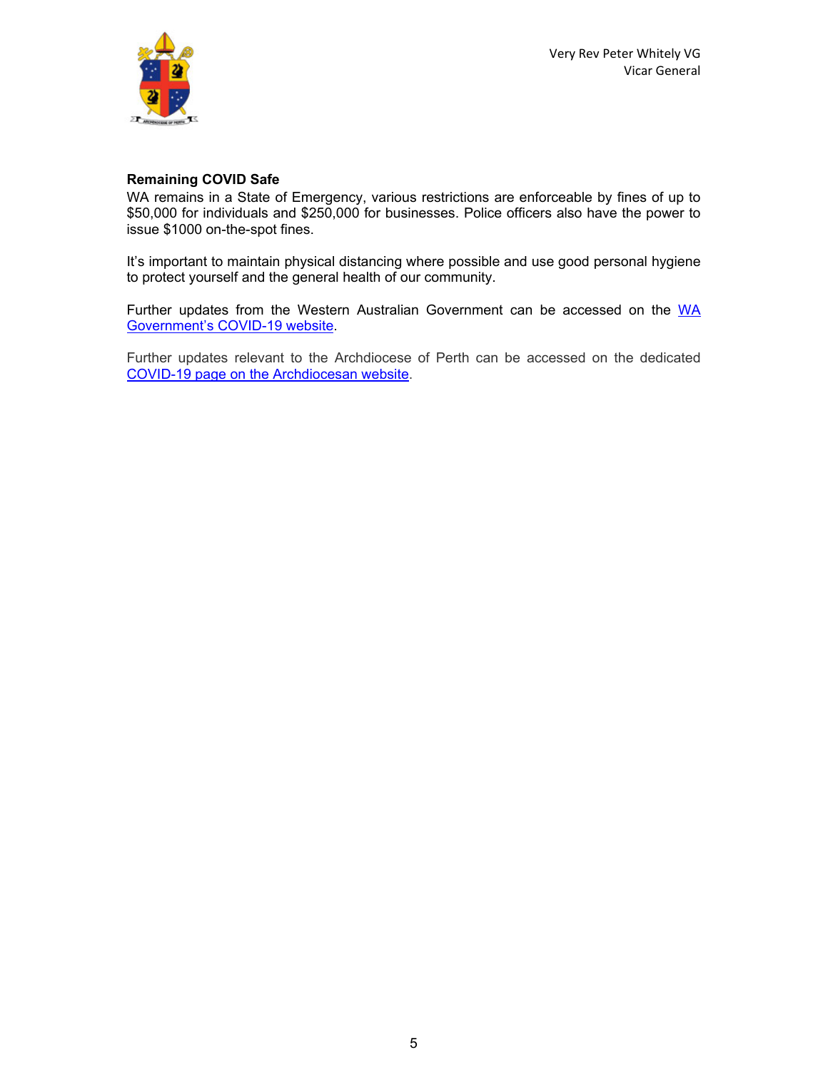**Remaining COVID Safe**

WA remains in a State of Emergency, various restrictions are enforceable by fines of up to $50,000 for individuals and $250,000 for businesses. Police officers also have the power to issue $1000 on-the-spot fines.

It's important to maintain physical distancing where possible and use good personal hygiene to protect yourself and the general health of our community.

Further updates from the Western Australian Government can be accessed on the WA Government's COVID-19 website.

Further updates relevant to the Archdiocese of Perth can be accessed on the dedicated COVID-19 page on the Archdiocesan website.